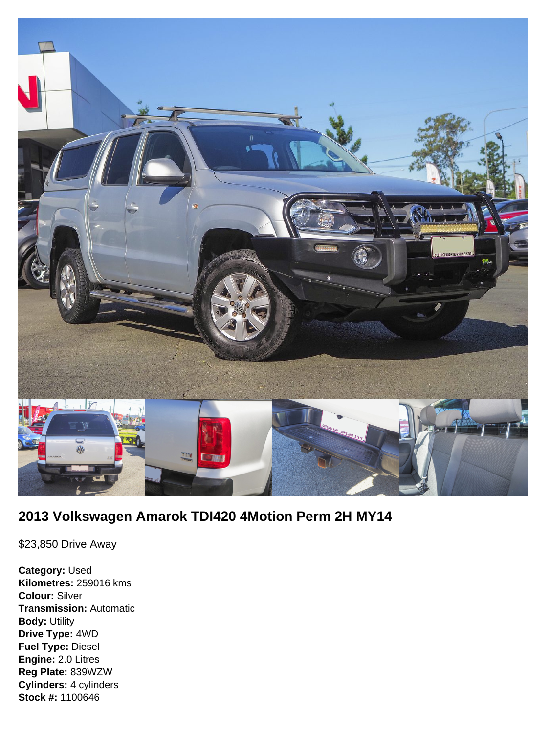# 2013 Volkswagen Amarok TDI420 4Motion Perm 2H MY14

$23,850 Drive Away

**Category:** Used
**Kilometres:** 259016 kms
**Colour:** Silver
**Transmission:** Automatic
**Body:** Utility
**Drive Type:** 4WD
**Fuel Type:** Diesel
**Engine:** 2.0 Litres
**Reg Plate:** 839WZW
**Cylinders:** 4 cylinders
**Stock #:** 1100646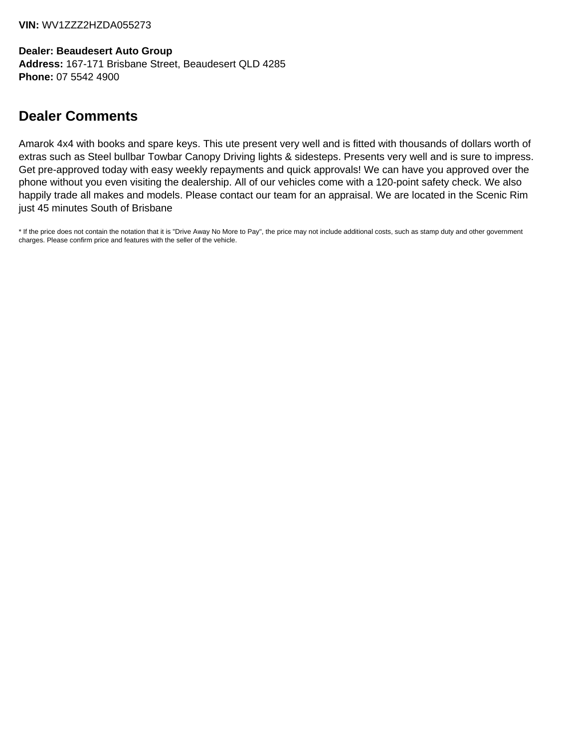**VIN:** WV1ZZZ2HZDA055273

**Dealer: Beaudesert Auto Group**
**Address:** 167-171 Brisbane Street, Beaudesert QLD 4285
**Phone:** 07 5542 4900

## Dealer Comments

Amarok 4x4 with books and spare keys. This ute present very well and is fitted with thousands of dollars worth of extras such as Steel bullbar Towbar Canopy Driving lights & sidesteps. Presents very well and is sure to impress. Get pre-approved today with easy weekly repayments and quick approvals! We can have you approved over the phone without you even visiting the dealership. All of our vehicles come with a 120-point safety check. We also happily trade all makes and models. Please contact our team for an appraisal. We are located in the Scenic Rim just 45 minutes South of Brisbane

* If the price does not contain the notation that it is "Drive Away No More to Pay", the price may not include additional costs, such as stamp duty and other government charges. Please confirm price and features with the seller of the vehicle.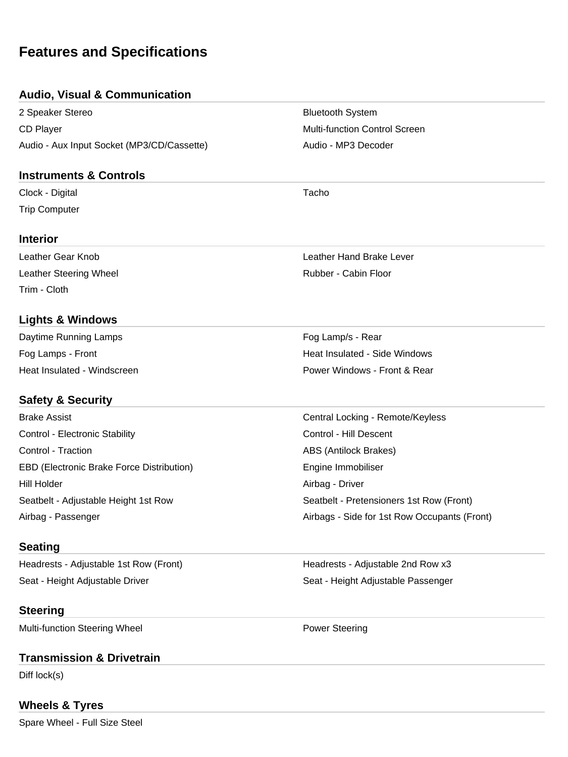# Features and Specifications

## Audio, Visual & Communication

- 2 Speaker Stereo
- Bluetooth System
- CD Player
- Multi-function Control Screen
- Audio - Aux Input Socket (MP3/CD/Cassette)
- Audio - MP3 Decoder

## Instruments & Controls

- Clock - Digital
- Tacho
- Trip Computer

## Interior

- Leather Gear Knob
- Leather Hand Brake Lever
- Leather Steering Wheel
- Rubber - Cabin Floor
- Trim - Cloth

## Lights & Windows

- Daytime Running Lamps
- Fog Lamp/s - Rear
- Fog Lamps - Front
- Heat Insulated - Side Windows
- Heat Insulated - Windscreen
- Power Windows - Front & Rear

## Safety & Security

- Brake Assist
- Central Locking - Remote/Keyless
- Control - Electronic Stability
- Control - Hill Descent
- Control - Traction
- ABS (Antilock Brakes)
- EBD (Electronic Brake Force Distribution)
- Engine Immobiliser
- Hill Holder
- Airbag - Driver
- Seatbelt - Adjustable Height 1st Row
- Seatbelt - Pretensioners 1st Row (Front)
- Airbag - Passenger
- Airbags - Side for 1st Row Occupants (Front)

## Seating

- Headrests - Adjustable 1st Row (Front)
- Headrests - Adjustable 2nd Row x3
- Seat - Height Adjustable Driver
- Seat - Height Adjustable Passenger

## Steering

- Multi-function Steering Wheel
- Power Steering

## Transmission & Drivetrain

- Diff lock(s)

## Wheels & Tyres

- Spare Wheel - Full Size Steel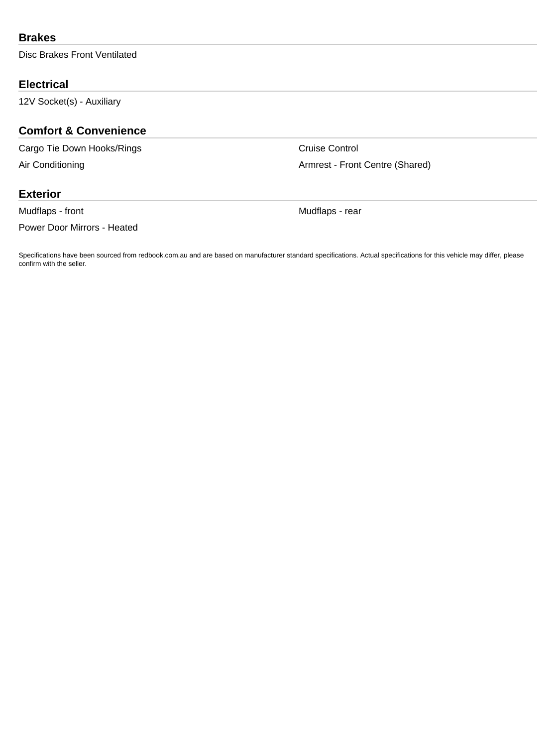## Brakes

Disc Brakes Front Ventilated

## Electrical

12V Socket(s) - Auxiliary

## Comfort & Convenience

Cargo Tie Down Hooks/Rings

Cruise Control

Air Conditioning

Armrest - Front Centre (Shared)

## Exterior

Mudflaps - front

Mudflaps - rear

Power Door Mirrors - Heated

Specifications have been sourced from redbook.com.au and are based on manufacturer standard specifications. Actual specifications for this vehicle may differ, please confirm with the seller.